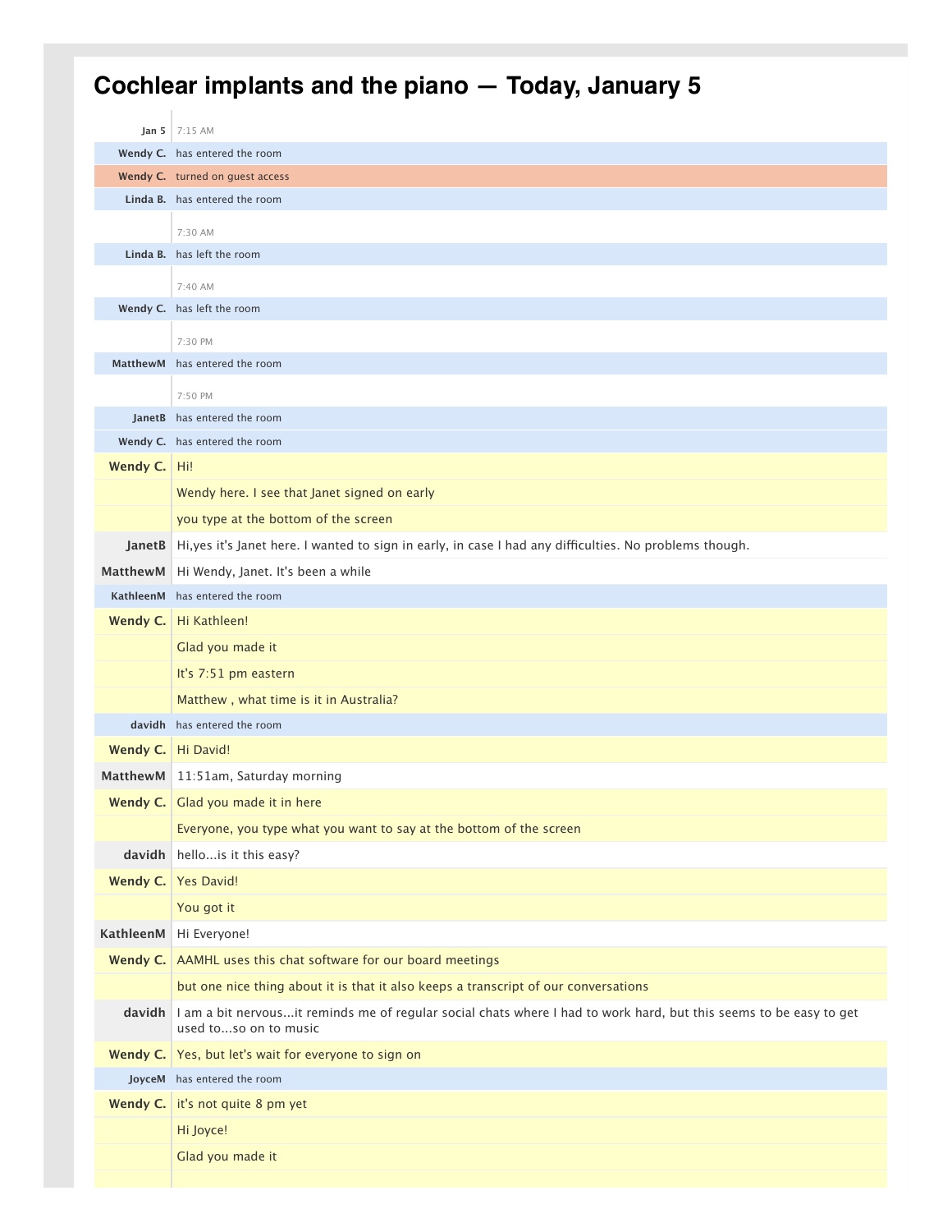# Cochlear implants and the piano — Today, January 5

| | |
|---|---|
| Jan 5 | 7:15 AM |
| Wendy C. | has entered the room |
| Wendy C. | turned on guest access |
| Linda B. | has entered the room |
| | 7:30 AM |
| Linda B. | has left the room |
| | 7:40 AM |
| Wendy C. | has left the room |
| | 7:30 PM |
| MatthewM | has entered the room |
| | 7:50 PM |
| JanetB | has entered the room |
| Wendy C. | has entered the room |
| Wendy C. | Hi! |
| | Wendy here. I see that Janet signed on early |
| | you type at the bottom of the screen |
| JanetB | Hi,yes it's Janet here. I wanted to sign in early, in case I had any difficulties. No problems though. |
| MatthewM | Hi Wendy, Janet. It's been a while |
| KathleenM | has entered the room |
| Wendy C. | Hi Kathleen! |
| | Glad you made it |
| | It's 7:51 pm eastern |
| | Matthew , what time is it in Australia? |
| davidh | has entered the room |
| Wendy C. | Hi David! |
| MatthewM | 11:51am, Saturday morning |
| Wendy C. | Glad you made it in here |
| | Everyone, you type what you want to say at the bottom of the screen |
| davidh | hello...is it this easy? |
| Wendy C. | Yes David! |
| | You got it |
| KathleenM | Hi Everyone! |
| Wendy C. | AAMHL uses this chat software for our board meetings |
| | but one nice thing about it is that it also keeps a transcript of our conversations |
| davidh | I am a bit nervous...it reminds me of regular social chats where I had to work hard, but this seems to be easy to get used to...so on to music |
| Wendy C. | Yes, but let's wait for everyone to sign on |
| JoyceM | has entered the room |
| Wendy C. | it's not quite 8 pm yet |
| | Hi Joyce! |
| | Glad you made it |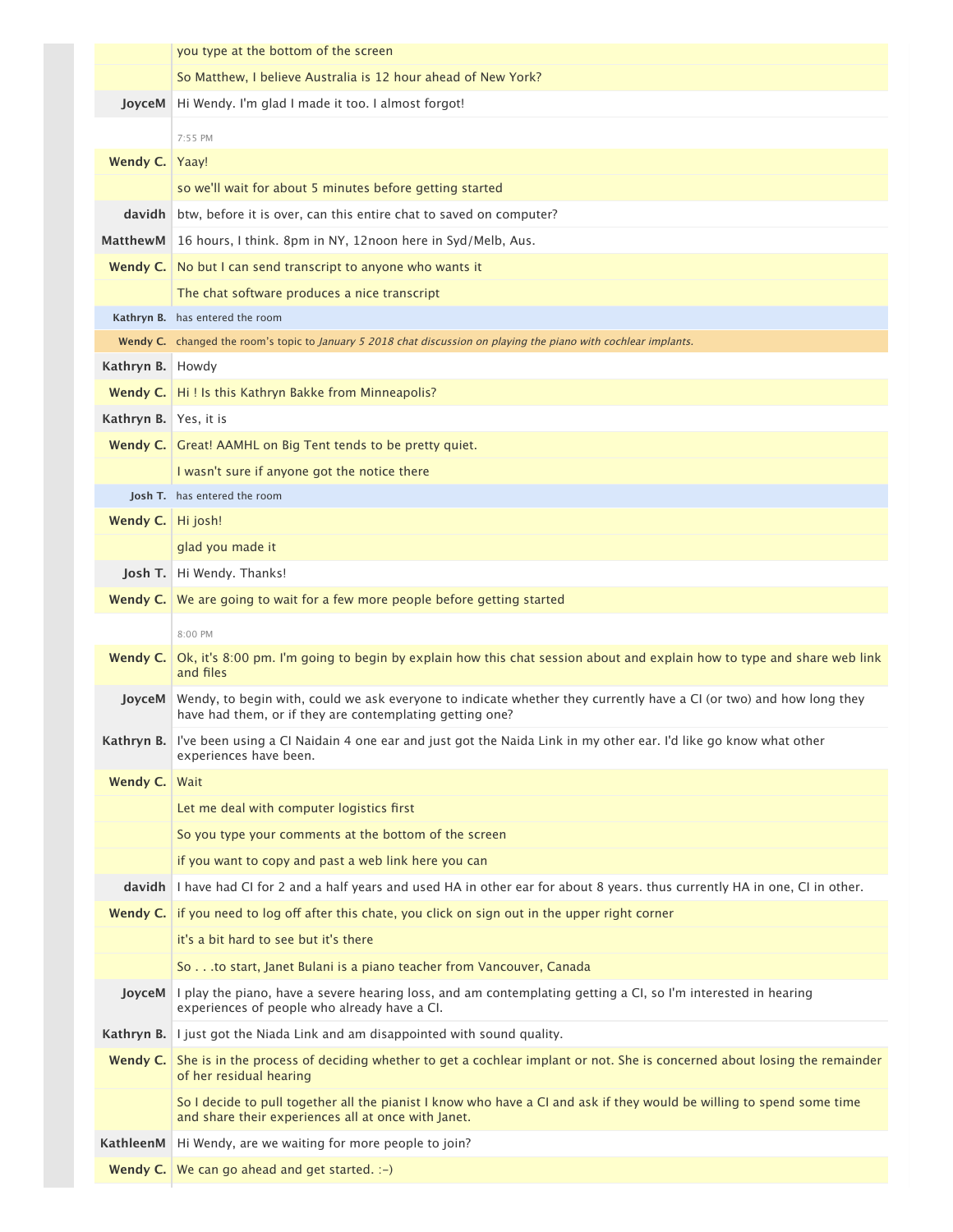| | |
|---|---|
| | you type at the bottom of the screen |
| | So Matthew, I believe Australia is 12 hour ahead of New York? |
| **JoyceM** | Hi Wendy. I'm glad I made it too. I almost forgot! |
| | 7:55 PM |
| **Wendy C.** | Yaay! |
| | so we'll wait for about 5 minutes before getting started |
| **davidh** | btw, before it is over, can this entire chat to saved on computer? |
| **MatthewM** | 16 hours, I think. 8pm in NY, 12noon here in Syd/Melb, Aus. |
| **Wendy C.** | No but I can send transcript to anyone who wants it |
| | The chat software produces a nice transcript |
| **Kathryn B.** | has entered the room |
| **Wendy C.** | changed the room's topic to *January 5 2018 chat discussion on playing the piano with cochlear implants.* |
| **Kathryn B.** | Howdy |
| **Wendy C.** | Hi ! Is this Kathryn Bakke from Minneapolis? |
| **Kathryn B.** | Yes, it is |
| **Wendy C.** | Great! AAMHL on Big Tent tends to be pretty quiet. |
| | I wasn't sure if anyone got the notice there |
| **Josh T.** | has entered the room |
| **Wendy C.** | Hi josh! |
| | glad you made it |
| **Josh T.** | Hi Wendy. Thanks! |
| **Wendy C.** | We are going to wait for a few more people before getting started |
| | 8:00 PM |
| **Wendy C.** | Ok, it's 8:00 pm. I'm going to begin by explain how this chat session about and explain how to type and share web link and files |
| **JoyceM** | Wendy, to begin with, could we ask everyone to indicate whether they currently have a CI (or two) and how long they have had them, or if they are contemplating getting one? |
| **Kathryn B.** | I've been using a CI Naidain 4 one ear and just got the Naida Link in my other ear. I'd like go know what other experiences have been. |
| **Wendy C.** | Wait |
| | Let me deal with computer logistics first |
| | So you type your comments at the bottom of the screen |
| | if you want to copy and past a web link here you can |
| **davidh** | I have had CI for 2 and a half years and used HA in other ear for about 8 years. thus currently HA in one, CI in other. |
| **Wendy C.** | if you need to log off after this chate, you click on sign out in the upper right corner |
| | it's a bit hard to see but it's there |
| | So . . .to start, Janet Bulani is a piano teacher from Vancouver, Canada |
| **JoyceM** | I play the piano, have a severe hearing loss, and am contemplating getting a CI, so I'm interested in hearing experiences of people who already have a CI. |
| **Kathryn B.** | I just got the Niada Link and am disappointed with sound quality. |
| **Wendy C.** | She is in the process of deciding whether to get a cochlear implant or not. She is concerned about losing the remainder of her residual hearing |
| | So I decide to pull together all the pianist I know who have a CI and ask if they would be willing to spend some time and share their experiences all at once with Janet. |
| **KathleenM** | Hi Wendy, are we waiting for more people to join? |
| **Wendy C.** | We can go ahead and get started. :-) |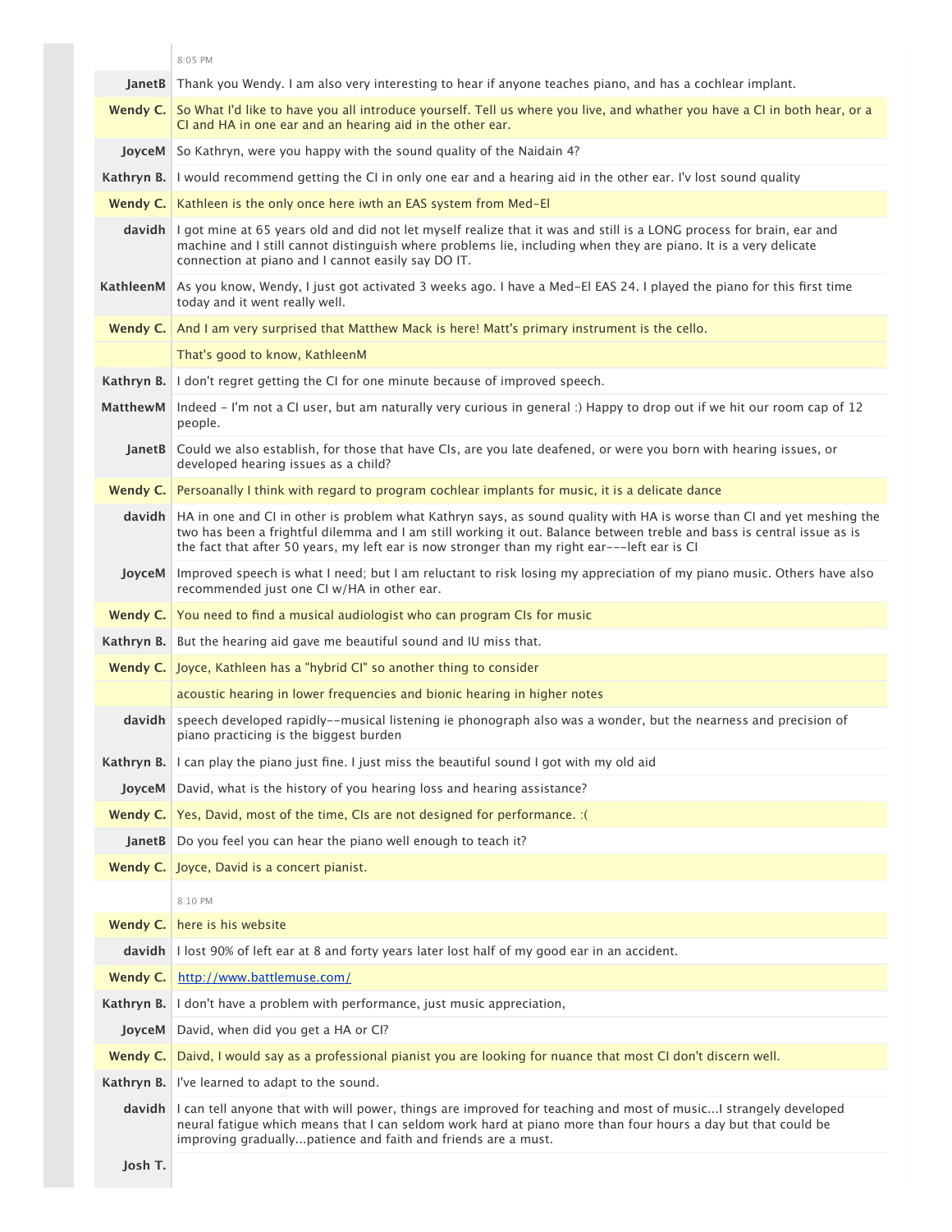8:05 PM

**JanetB** Thank you Wendy. I am also very interesting to hear if anyone teaches piano, and has a cochlear implant.

**Wendy C.** So What I'd like to have you all introduce yourself. Tell us where you live, and whather you have a CI in both hear, or a CI and HA in one ear and an hearing aid in the other ear.

**JoyceM** So Kathryn, were you happy with the sound quality of the Naidain 4?

**Kathryn B.** I would recommend getting the CI in only one ear and a hearing aid in the other ear. I'v lost sound quality

**Wendy C.** Kathleen is the only once here iwth an EAS system from Med-El

**davidh** I got mine at 65 years old and did not let myself realize that it was and still is a LONG process for brain, ear and machine and I still cannot distinguish where problems lie, including when they are piano. It is a very delicate connection at piano and I cannot easily say DO IT.

**KathleenM** As you know, Wendy, I just got activated 3 weeks ago. I have a Med-El EAS 24. I played the piano for this first time today and it went really well.

**Wendy C.** And I am very surprised that Matthew Mack is here! Matt's primary instrument is the cello.

That's good to know, KathleenM

**Kathryn B.** I don't regret getting the CI for one minute because of improved speech.

**MatthewM** Indeed - I'm not a CI user, but am naturally very curious in general :) Happy to drop out if we hit our room cap of 12 people.

**JanetB** Could we also establish, for those that have CIs, are you late deafened, or were you born with hearing issues, or developed hearing issues as a child?

**Wendy C.** Persoanally I think with regard to program cochlear implants for music, it is a delicate dance

**davidh** HA in one and CI in other is problem what Kathryn says, as sound quality with HA is worse than CI and yet meshing the two has been a frightful dilemma and I am still working it out. Balance between treble and bass is central issue as is the fact that after 50 years, my left ear is now stronger than my right ear---left ear is CI

**JoyceM** Improved speech is what I need; but I am reluctant to risk losing my appreciation of my piano music. Others have also recommended just one CI w/HA in other ear.

**Wendy C.** You need to find a musical audiologist who can program CIs for music

**Kathryn B.** But the hearing aid gave me beautiful sound and IU miss that.

**Wendy C.** Joyce, Kathleen has a "hybrid CI" so another thing to consider

acoustic hearing in lower frequencies and bionic hearing in higher notes

**davidh** speech developed rapidly--musical listening ie phonograph also was a wonder, but the nearness and precision of piano practicing is the biggest burden

**Kathryn B.** I can play the piano just fine. I just miss the beautiful sound I got with my old aid

**JoyceM** David, what is the history of you hearing loss and hearing assistance?

**Wendy C.** Yes, David, most of the time, CIs are not designed for performance. :(

**JanetB** Do you feel you can hear the piano well enough to teach it?

**Wendy C.** Joyce, David is a concert pianist.

8:10 PM

**Wendy C.** here is his website

**davidh** I lost 90% of left ear at 8 and forty years later lost half of my good ear in an accident.

**Wendy C.** [http://www.battlemuse.com/](http://www.battlemuse.com/)

**Kathryn B.** I don't have a problem with performance, just music appreciation,

**JoyceM** David, when did you get a HA or CI?

**Wendy C.** Daivd, I would say as a professional pianist you are looking for nuance that most CI don't discern well.

**Kathryn B.** I've learned to adapt to the sound.

**davidh** I can tell anyone that with will power, things are improved for teaching and most of music...I strangely developed neural fatigue which means that I can seldom work hard at piano more than four hours a day but that could be improving gradually...patience and faith and friends are a must.

**Josh T.**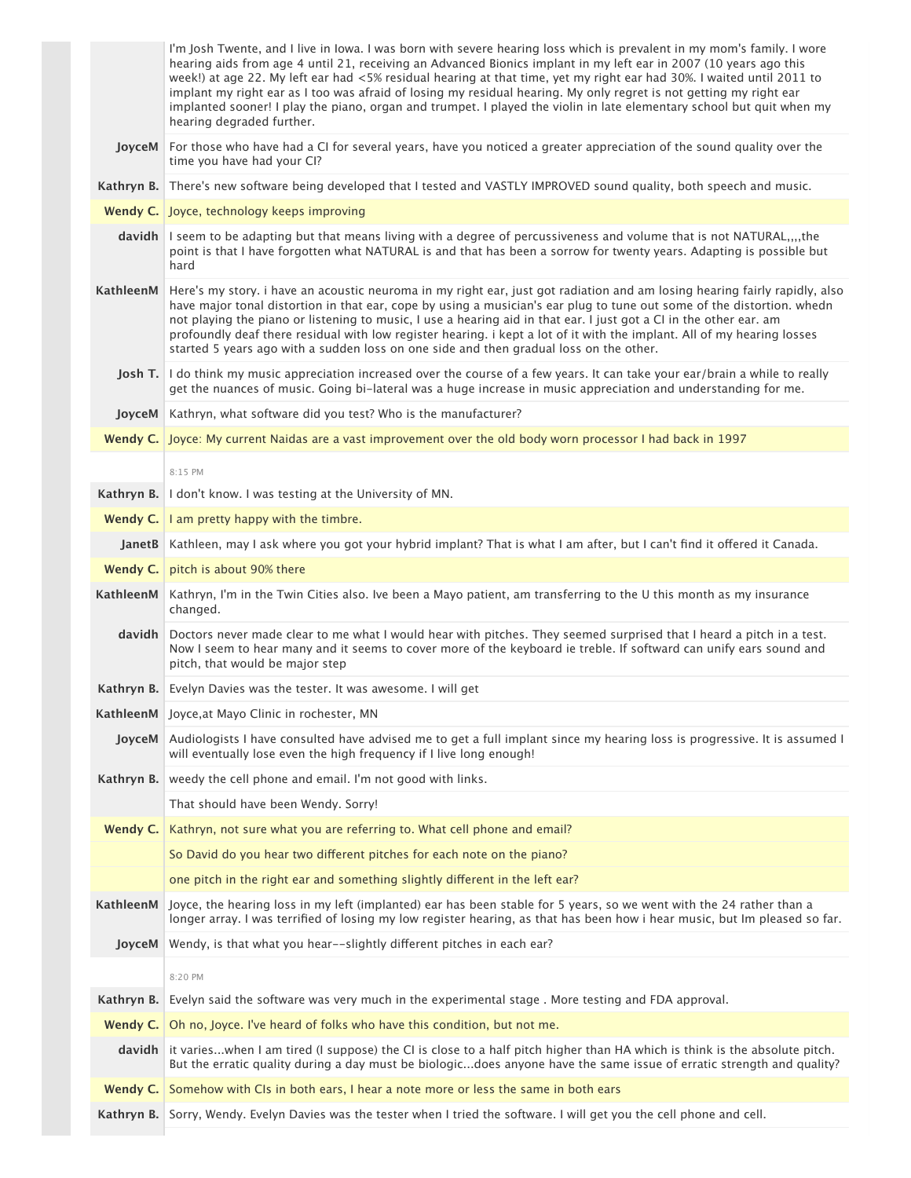I'm Josh Twente, and I live in Iowa. I was born with severe hearing loss which is prevalent in my mom's family. I wore hearing aids from age 4 until 21, receiving an Advanced Bionics implant in my left ear in 2007 (10 years ago this week!) at age 22. My left ear had <5% residual hearing at that time, yet my right ear had 30%. I waited until 2011 to implant my right ear as I too was afraid of losing my residual hearing. My only regret is not getting my right ear implanted sooner! I play the piano, organ and trumpet. I played the violin in late elementary school but quit when my hearing degraded further.

**JoyceM** For those who have had a CI for several years, have you noticed a greater appreciation of the sound quality over the time you have had your CI?

**Kathryn B.** There's new software being developed that I tested and VASTLY IMPROVED sound quality, both speech and music.

**Wendy C.** Joyce, technology keeps improving

**davidh** I seem to be adapting but that means living with a degree of percussiveness and volume that is not NATURAL,,,,the point is that I have forgotten what NATURAL is and that has been a sorrow for twenty years. Adapting is possible but hard

**KathleenM** Here's my story. i have an acoustic neuroma in my right ear, just got radiation and am losing hearing fairly rapidly, also have major tonal distortion in that ear, cope by using a musician's ear plug to tune out some of the distortion. whedn not playing the piano or listening to music, I use a hearing aid in that ear. I just got a CI in the other ear. am profoundly deaf there residual with low register hearing. i kept a lot of it with the implant. All of my hearing losses started 5 years ago with a sudden loss on one side and then gradual loss on the other.

**Josh T.** I do think my music appreciation increased over the course of a few years. It can take your ear/brain a while to really get the nuances of music. Going bi-lateral was a huge increase in music appreciation and understanding for me.

**JoyceM** Kathryn, what software did you test? Who is the manufacturer?

**Wendy C.** Joyce: My current Naidas are a vast improvement over the old body worn processor I had back in 1997

8:15 PM

**Kathryn B.** I don't know. I was testing at the University of MN.

**Wendy C.** I am pretty happy with the timbre.

**JanetB** Kathleen, may I ask where you got your hybrid implant? That is what I am after, but I can't find it offered it Canada.

**Wendy C.** pitch is about 90% there

**KathleenM** Kathryn, I'm in the Twin Cities also. Ive been a Mayo patient, am transferring to the U this month as my insurance changed.

**davidh** Doctors never made clear to me what I would hear with pitches. They seemed surprised that I heard a pitch in a test. Now I seem to hear many and it seems to cover more of the keyboard ie treble. If softward can unify ears sound and pitch, that would be major step

**Kathryn B.** Evelyn Davies was the tester. It was awesome. I will get

**KathleenM** Joyce,at Mayo Clinic in rochester, MN

**JoyceM** Audiologists I have consulted have advised me to get a full implant since my hearing loss is progressive. It is assumed I will eventually lose even the high frequency if I live long enough!

**Kathryn B.** weedy the cell phone and email. I'm not good with links.

That should have been Wendy. Sorry!

**Wendy C.** Kathryn, not sure what you are referring to. What cell phone and email?

So David do you hear two different pitches for each note on the piano?

one pitch in the right ear and something slightly different in the left ear?

**KathleenM** Joyce, the hearing loss in my left (implanted) ear has been stable for 5 years, so we went with the 24 rather than a longer array. I was terrified of losing my low register hearing, as that has been how i hear music, but Im pleased so far.

**JoyceM** Wendy, is that what you hear--slightly different pitches in each ear?

8:20 PM

**Kathryn B.** Evelyn said the software was very much in the experimental stage . More testing and FDA approval.

**Wendy C.** Oh no, Joyce. I've heard of folks who have this condition, but not me.

**davidh** it varies...when I am tired (I suppose) the CI is close to a half pitch higher than HA which is think is the absolute pitch. But the erratic quality during a day must be biologic...does anyone have the same issue of erratic strength and quality?

**Wendy C.** Somehow with CIs in both ears, I hear a note more or less the same in both ears

**Kathryn B.** Sorry, Wendy. Evelyn Davies was the tester when I tried the software. I will get you the cell phone and cell.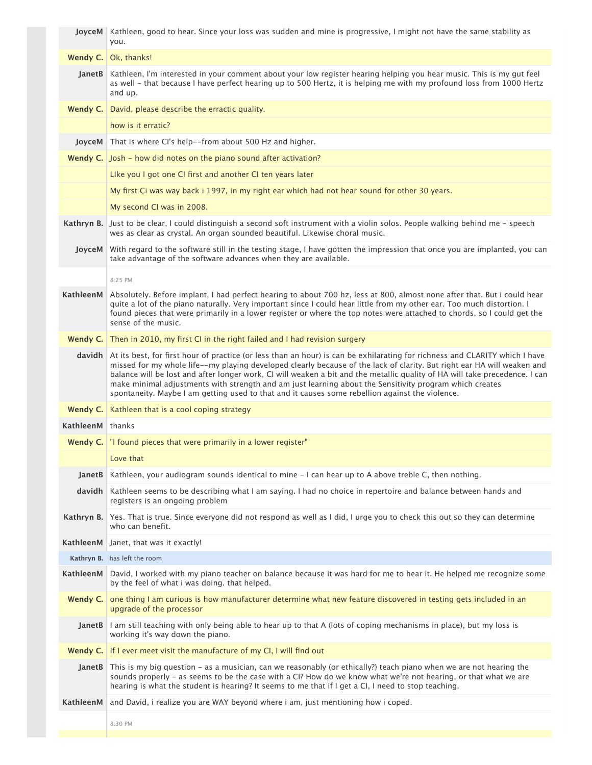**JoyceM** Kathleen, good to hear. Since your loss was sudden and mine is progressive, I might not have the same stability as you.

**Wendy C.** Ok, thanks!

**JanetB** Kathleen, I'm interested in your comment about your low register hearing helping you hear music. This is my gut feel as well - that because I have perfect hearing up to 500 Hertz, it is helping me with my profound loss from 1000 Hertz and up.

**Wendy C.** David, please describe the erractic quality.

how is it erratic?

**JoyceM** That is where CI's help--from about 500 Hz and higher.

**Wendy C.** Josh - how did notes on the piano sound after activation?

LIke you I got one CI first and another CI ten years later

My first Ci was way back i 1997, in my right ear which had not hear sound for other 30 years.

My second CI was in 2008.

**Kathryn B.** Just to be clear, I could distinguish a second soft instrument with a violin solos. People walking behind me - speech wes as clear as crystal. An organ sounded beautiful. Likewise choral music.

**JoyceM** With regard to the software still in the testing stage, I have gotten the impression that once you are implanted, you can take advantage of the software advances when they are available.

8:25 PM

**KathleenM** Absolutely. Before implant, I had perfect hearing to about 700 hz, less at 800, almost none after that. But i could hear quite a lot of the piano naturally. Very important since I could hear little from my other ear. Too much distortion. I found pieces that were primarily in a lower register or where the top notes were attached to chords, so I could get the sense of the music.

**Wendy C.** Then in 2010, my first CI in the right failed and I had revision surgery

**davidh** At its best, for first hour of practice (or less than an hour) is can be exhilarating for richness and CLARITY which I have missed for my whole life--my playing developed clearly because of the lack of clarity. But right ear HA will weaken and balance will be lost and after longer work, CI will weaken a bit and the metallic quality of HA will take precedence. I can make minimal adjustments with strength and am just learning about the Sensitivity program which creates spontaneity. Maybe I am getting used to that and it causes some rebellion against the violence.

**Wendy C.** Kathleen that is a cool coping strategy

**KathleenM** thanks

**Wendy C.** "I found pieces that were primarily in a lower register"

Love that

**JanetB** Kathleen, your audiogram sounds identical to mine - I can hear up to A above treble C, then nothing.

**davidh** Kathleen seems to be describing what I am saying. I had no choice in repertoire and balance between hands and registers is an ongoing problem

**Kathryn B.** Yes. That is true. Since everyone did not respond as well as I did, I urge you to check this out so they can determine who can benefit.

**KathleenM** Janet, that was it exactly!

**Kathryn B.** has left the room

**KathleenM** David, I worked with my piano teacher on balance because it was hard for me to hear it. He helped me recognize some by the feel of what i was doing. that helped.

**Wendy C.** one thing I am curious is how manufacturer determine what new feature discovered in testing gets included in an upgrade of the processor

**JanetB** I am still teaching with only being able to hear up to that A (lots of coping mechanisms in place), but my loss is working it's way down the piano.

**Wendy C.** If I ever meet visit the manufacture of my CI, I will find out

**JanetB** This is my big question - as a musician, can we reasonably (or ethically?) teach piano when we are not hearing the sounds properly - as seems to be the case with a CI? How do we know what we're not hearing, or that what we are hearing is what the student is hearing? It seems to me that if I get a CI, I need to stop teaching.

**KathleenM** and David, i realize you are WAY beyond where i am, just mentioning how i coped.

8:30 PM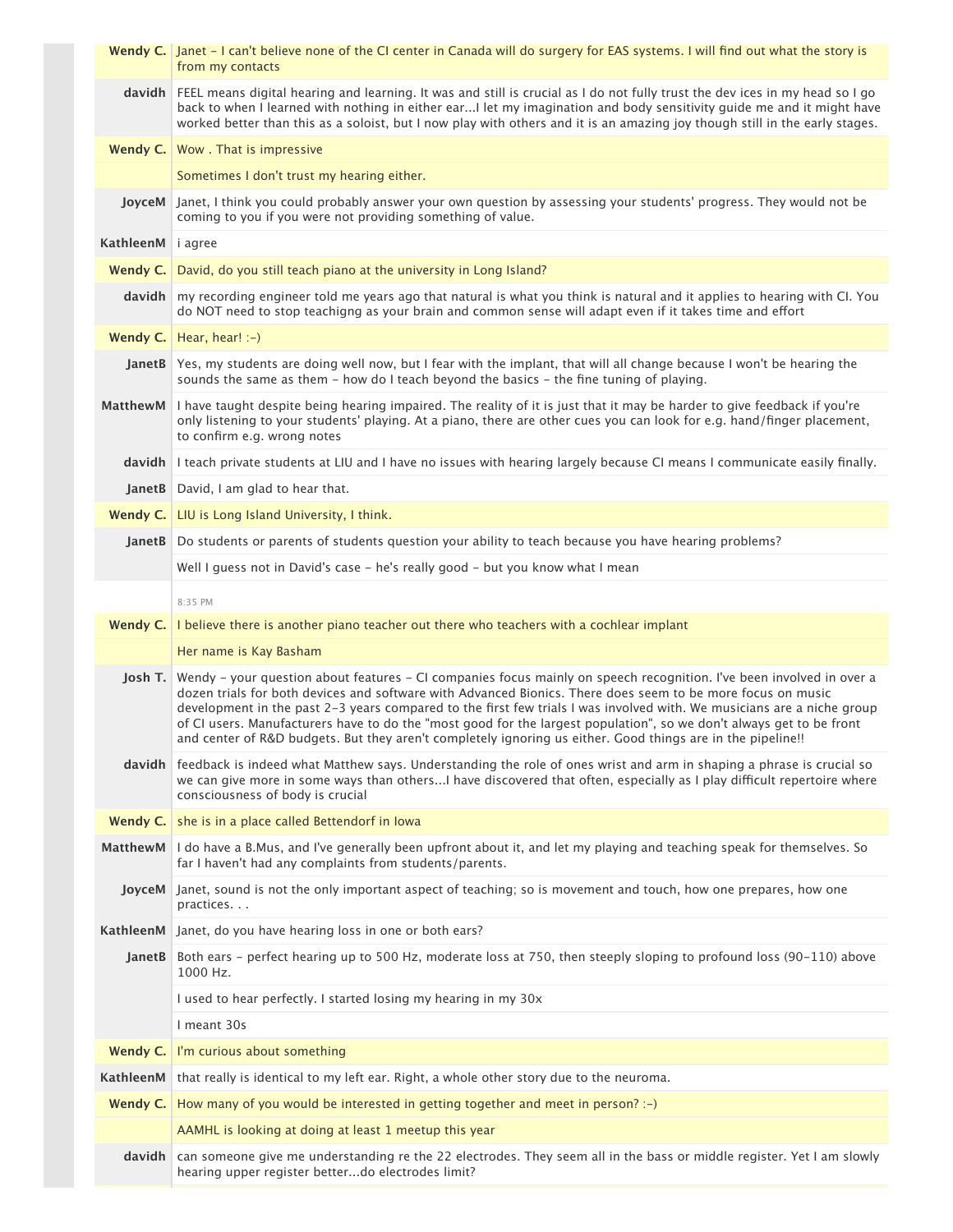**Wendy C.** Janet - I can't believe none of the CI center in Canada will do surgery for EAS systems. I will find out what the story is from my contacts

**davidh** FEEL means digital hearing and learning. It was and still is crucial as I do not fully trust the dev ices in my head so I go back to when I learned with nothing in either ear...I let my imagination and body sensitivity guide me and it might have worked better than this as a soloist, but I now play with others and it is an amazing joy though still in the early stages.

**Wendy C.** Wow . That is impressive

Sometimes I don't trust my hearing either.

**JoyceM** Janet, I think you could probably answer your own question by assessing your students' progress. They would not be coming to you if you were not providing something of value.

**KathleenM** i agree

**Wendy C.** David, do you still teach piano at the university in Long Island?

**davidh** my recording engineer told me years ago that natural is what you think is natural and it applies to hearing with CI. You do NOT need to stop teachigng as your brain and common sense will adapt even if it takes time and effort

**Wendy C.** Hear, hear! :-)

**JanetB** Yes, my students are doing well now, but I fear with the implant, that will all change because I won't be hearing the sounds the same as them - how do I teach beyond the basics - the fine tuning of playing.

**MatthewM** I have taught despite being hearing impaired. The reality of it is just that it may be harder to give feedback if you're only listening to your students' playing. At a piano, there are other cues you can look for e.g. hand/finger placement, to confirm e.g. wrong notes

**davidh** I teach private students at LIU and I have no issues with hearing largely because CI means I communicate easily finally.

**JanetB** David, I am glad to hear that.

**Wendy C.** LIU is Long Island University, I think.

**JanetB** Do students or parents of students question your ability to teach because you have hearing problems?

Well I guess not in David's case - he's really good - but you know what I mean

8:35 PM

**Wendy C.** I believe there is another piano teacher out there who teachers with a cochlear implant

Her name is Kay Basham

**Josh T.** Wendy - your question about features - CI companies focus mainly on speech recognition. I've been involved in over a dozen trials for both devices and software with Advanced Bionics. There does seem to be more focus on music development in the past 2-3 years compared to the first few trials I was involved with. We musicians are a niche group of CI users. Manufacturers have to do the "most good for the largest population", so we don't always get to be front and center of R&D budgets. But they aren't completely ignoring us either. Good things are in the pipeline!!

**davidh** feedback is indeed what Matthew says. Understanding the role of ones wrist and arm in shaping a phrase is crucial so we can give more in some ways than others...I have discovered that often, especially as I play difficult repertoire where consciousness of body is crucial

**Wendy C.** she is in a place called Bettendorf in Iowa

**MatthewM** I do have a B.Mus, and I've generally been upfront about it, and let my playing and teaching speak for themselves. So far I haven't had any complaints from students/parents.

**JoyceM** Janet, sound is not the only important aspect of teaching; so is movement and touch, how one prepares, how one practices. . .

**KathleenM** Janet, do you have hearing loss in one or both ears?

**JanetB** Both ears - perfect hearing up to 500 Hz, moderate loss at 750, then steeply sloping to profound loss (90-110) above 1000 Hz.

I used to hear perfectly. I started losing my hearing in my 30x

I meant 30s

**Wendy C.** I'm curious about something

**KathleenM** that really is identical to my left ear. Right, a whole other story due to the neuroma.

**Wendy C.** How many of you would be interested in getting together and meet in person? :-)

AAMHL is looking at doing at least 1 meetup this year

**davidh** can someone give me understanding re the 22 electrodes. They seem all in the bass or middle register. Yet I am slowly hearing upper register better...do electrodes limit?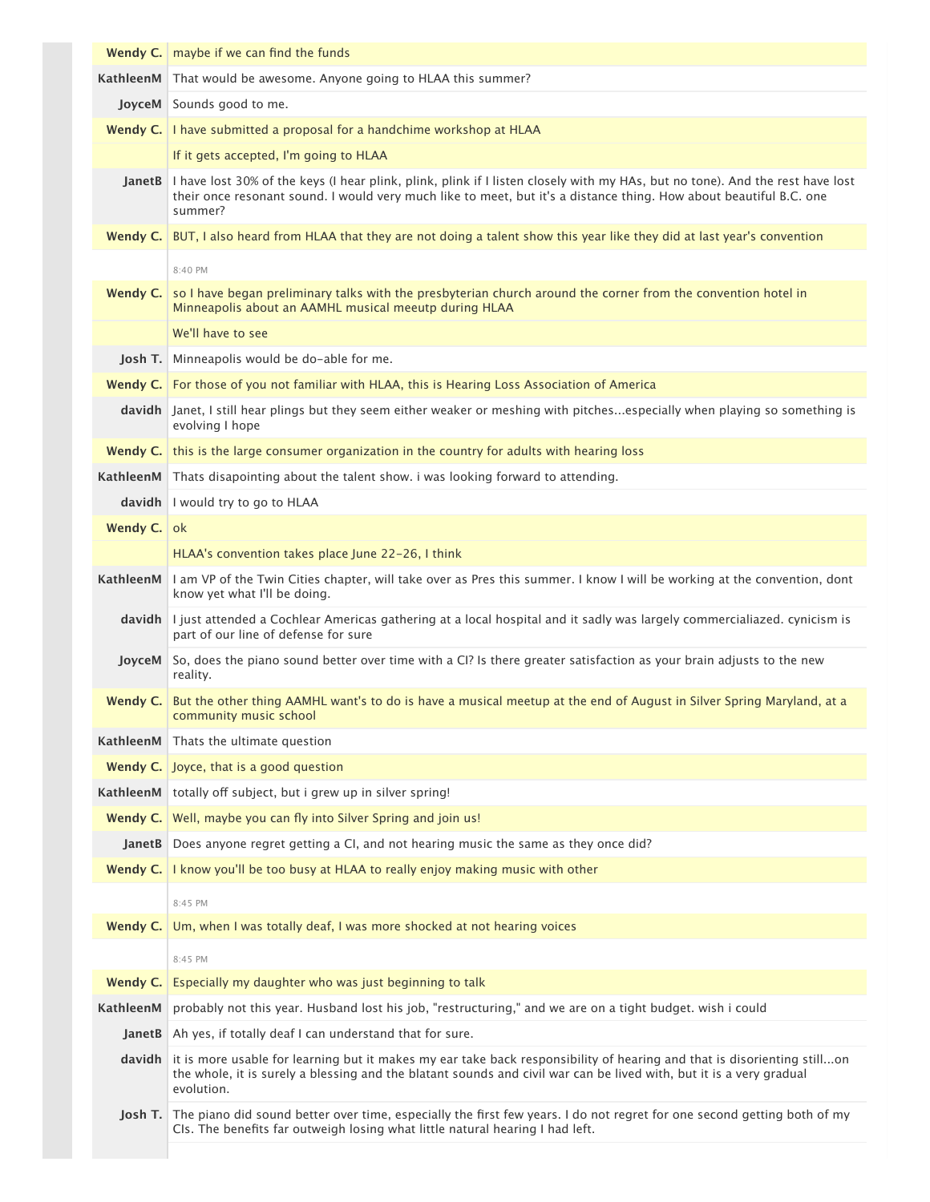| | |
|---|---|
| **Wendy C.** | maybe if we can find the funds |
| **KathleenM** | That would be awesome. Anyone going to HLAA this summer? |
| **JoyceM** | Sounds good to me. |
| **Wendy C.** | I have submitted a proposal for a handchime workshop at HLAA |
| | If it gets accepted, I'm going to HLAA |
| **JanetB** | I have lost 30% of the keys (I hear plink, plink, plink if I listen closely with my HAs, but no tone). And the rest have lost their once resonant sound. I would very much like to meet, but it's a distance thing. How about beautiful B.C. one summer? |
| **Wendy C.** | BUT, I also heard from HLAA that they are not doing a talent show this year like they did at last year's convention |
| | 8:40 PM |
| **Wendy C.** | so I have began preliminary talks with the presbyterian church around the corner from the convention hotel in Minneapolis about an AAMHL musical meeutp during HLAA |
| | We'll have to see |
| **Josh T.** | Minneapolis would be do-able for me. |
| **Wendy C.** | For those of you not familiar with HLAA, this is Hearing Loss Association of America |
| **davidh** | Janet, I still hear plings but they seem either weaker or meshing with pitches...especially when playing so something is evolving I hope |
| **Wendy C.** | this is the large consumer organization in the country for adults with hearing loss |
| **KathleenM** | Thats disapointing about the talent show. i was looking forward to attending. |
| **davidh** | I would try to go to HLAA |
| **Wendy C.** | ok |
| | HLAA's convention takes place June 22-26, I think |
| **KathleenM** | I am VP of the Twin Cities chapter, will take over as Pres this summer. I know I will be working at the convention, dont know yet what I'll be doing. |
| **davidh** | I just attended a Cochlear Americas gathering at a local hospital and it sadly was largely commercialiazed. cynicism is part of our line of defense for sure |
| **JoyceM** | So, does the piano sound better over time with a CI? Is there greater satisfaction as your brain adjusts to the new reality. |
| **Wendy C.** | But the other thing AAMHL want's to do is have a musical meetup at the end of August in Silver Spring Maryland, at a community music school |
| **KathleenM** | Thats the ultimate question |
| **Wendy C.** | Joyce, that is a good question |
| **KathleenM** | totally off subject, but i grew up in silver spring! |
| **Wendy C.** | Well, maybe you can fly into Silver Spring and join us! |
| **JanetB** | Does anyone regret getting a CI, and not hearing music the same as they once did? |
| **Wendy C.** | I know you'll be too busy at HLAA to really enjoy making music with other |
| | 8:45 PM |
| **Wendy C.** | Um, when I was totally deaf, I was more shocked at not hearing voices |
| | 8:45 PM |
| **Wendy C.** | Especially my daughter who was just beginning to talk |
| **KathleenM** | probably not this year. Husband lost his job, "restructuring," and we are on a tight budget. wish i could |
| **JanetB** | Ah yes, if totally deaf I can understand that for sure. |
| **davidh** | it is more usable for learning but it makes my ear take back responsibility of hearing and that is disorienting still...on the whole, it is surely a blessing and the blatant sounds and civil war can be lived with, but it is a very gradual evolution. |
| **Josh T.** | The piano did sound better over time, especially the first few years. I do not regret for one second getting both of my CIs. The benefits far outweigh losing what little natural hearing I had left. |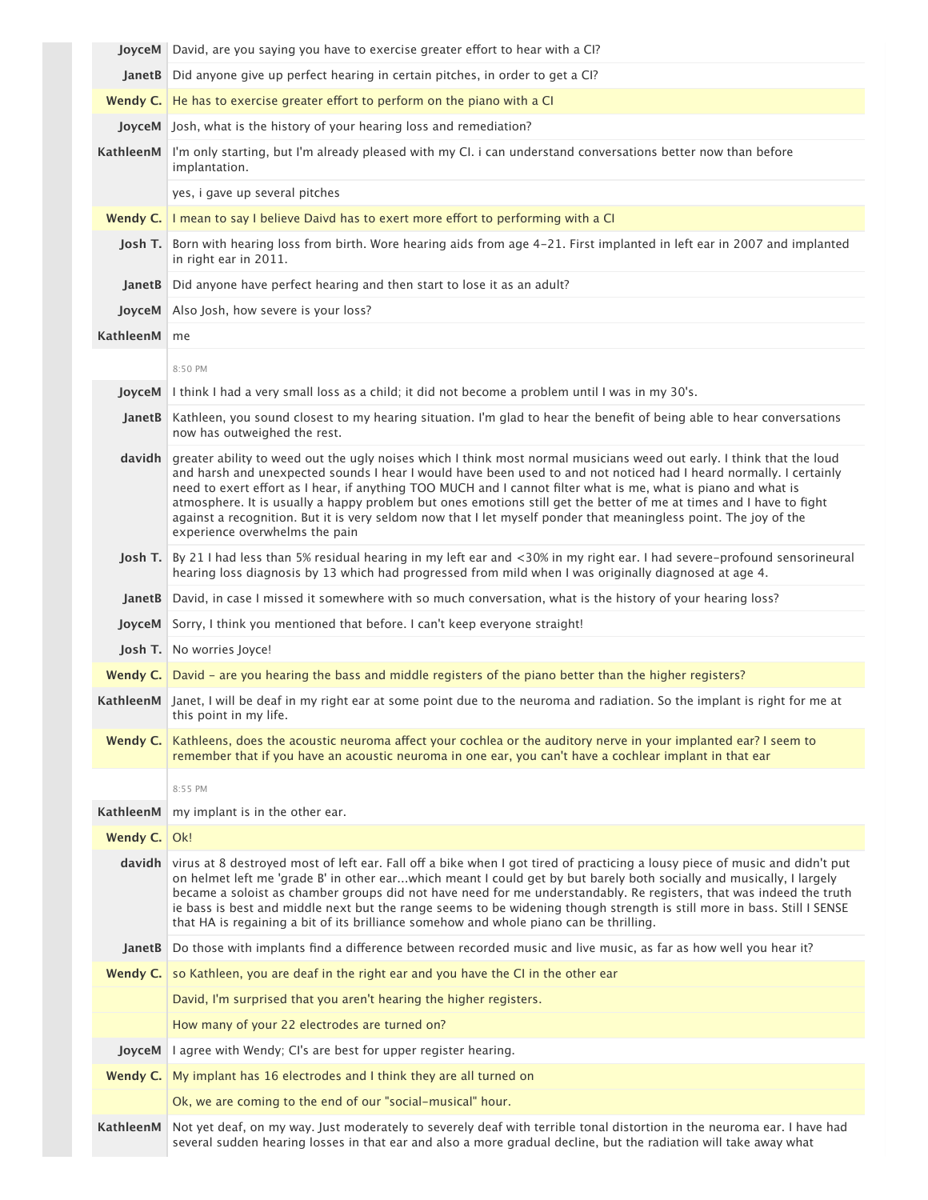**JoyceM** David, are you saying you have to exercise greater effort to hear with a CI?

**JanetB** Did anyone give up perfect hearing in certain pitches, in order to get a CI?

**Wendy C.** He has to exercise greater effort to perform on the piano with a CI

**JoyceM** Josh, what is the history of your hearing loss and remediation?

**KathleenM** I'm only starting, but I'm already pleased with my CI. i can understand conversations better now than before implantation.

yes, i gave up several pitches

**Wendy C.** I mean to say I believe Daivd has to exert more effort to performing with a CI

**Josh T.** Born with hearing loss from birth. Wore hearing aids from age 4-21. First implanted in left ear in 2007 and implanted in right ear in 2011.

**JanetB** Did anyone have perfect hearing and then start to lose it as an adult?

**JoyceM** Also Josh, how severe is your loss?

**KathleenM** me

8:50 PM

**JoyceM** I think I had a very small loss as a child; it did not become a problem until I was in my 30's.

**JanetB** Kathleen, you sound closest to my hearing situation. I'm glad to hear the benefit of being able to hear conversations now has outweighed the rest.

**davidh** greater ability to weed out the ugly noises which I think most normal musicians weed out early. I think that the loud and harsh and unexpected sounds I hear I would have been used to and not noticed had I heard normally. I certainly need to exert effort as I hear, if anything TOO MUCH and I cannot filter what is me, what is piano and what is atmosphere. It is usually a happy problem but ones emotions still get the better of me at times and I have to fight against a recognition. But it is very seldom now that I let myself ponder that meaningless point. The joy of the experience overwhelms the pain

**Josh T.** By 21 I had less than 5% residual hearing in my left ear and <30% in my right ear. I had severe-profound sensorineural hearing loss diagnosis by 13 which had progressed from mild when I was originally diagnosed at age 4.

**JanetB** David, in case I missed it somewhere with so much conversation, what is the history of your hearing loss?

**JoyceM** Sorry, I think you mentioned that before. I can't keep everyone straight!

**Josh T.** No worries Joyce!

**Wendy C.** David - are you hearing the bass and middle registers of the piano better than the higher registers?

**KathleenM** Janet, I will be deaf in my right ear at some point due to the neuroma and radiation. So the implant is right for me at this point in my life.

**Wendy C.** Kathleens, does the acoustic neuroma affect your cochlea or the auditory nerve in your implanted ear? I seem to remember that if you have an acoustic neuroma in one ear, you can't have a cochlear implant in that ear

8:55 PM

**KathleenM** my implant is in the other ear.

**Wendy C.** Ok!

**davidh** virus at 8 destroyed most of left ear. Fall off a bike when I got tired of practicing a lousy piece of music and didn't put on helmet left me 'grade B' in other ear...which meant I could get by but barely both socially and musically, I largely became a soloist as chamber groups did not have need for me understandably. Re registers, that was indeed the truth ie bass is best and middle next but the range seems to be widening though strength is still more in bass. Still I SENSE that HA is regaining a bit of its brilliance somehow and whole piano can be thrilling.

**JanetB** Do those with implants find a difference between recorded music and live music, as far as how well you hear it?

**Wendy C.** so Kathleen, you are deaf in the right ear and you have the CI in the other ear

David, I'm surprised that you aren't hearing the higher registers.

How many of your 22 electrodes are turned on?

**JoyceM** I agree with Wendy; CI's are best for upper register hearing.

**Wendy C.** My implant has 16 electrodes and I think they are all turned on

Ok, we are coming to the end of our "social-musical" hour.

**KathleenM** Not yet deaf, on my way. Just moderately to severely deaf with terrible tonal distortion in the neuroma ear. I have had several sudden hearing losses in that ear and also a more gradual decline, but the radiation will take away what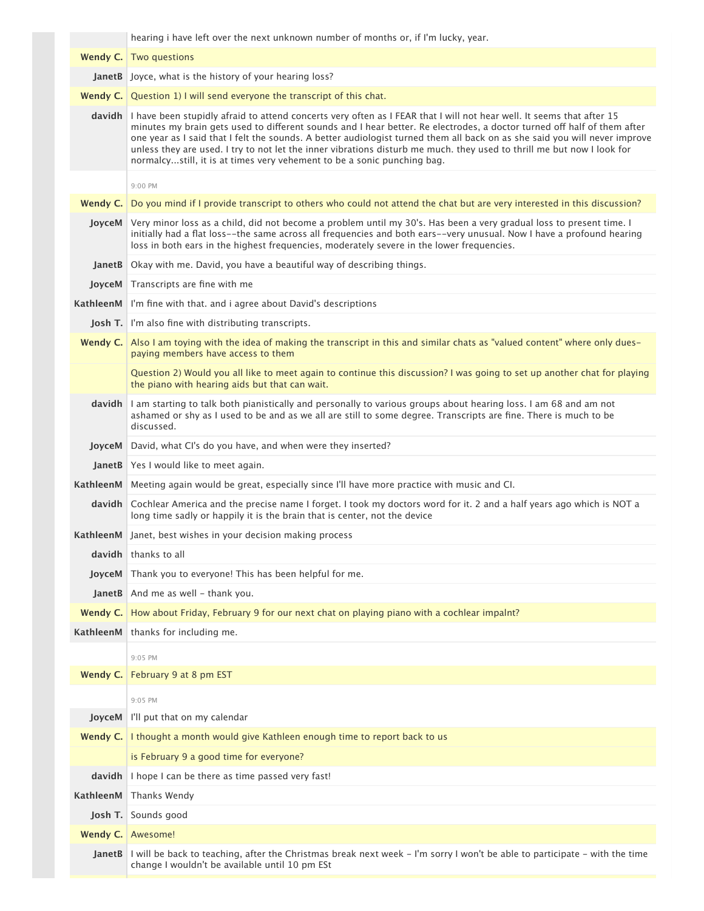| | |
|---|---|
| | hearing i have left over the next unknown number of months or, if I'm lucky, year. |
| **Wendy C.** | Two questions |
| **JanetB** | Joyce, what is the history of your hearing loss? |
| **Wendy C.** | Question 1) I will send everyone the transcript of this chat. |
| **davidh** | I have been stupidly afraid to attend concerts very often as I FEAR that I will not hear well. It seems that after 15 minutes my brain gets used to different sounds and I hear better. Re electrodes, a doctor turned off half of them after one year as I said that I felt the sounds. A better audiologist turned them all back on as she said you will never improve unless they are used. I try to not let the inner vibrations disturb me much. they used to thrill me but now I look for normalcy...still, it is at times very vehement to be a sonic punching bag. |
| | 9:00 PM |
| **Wendy C.** | Do you mind if I provide transcript to others who could not attend the chat but are very interested in this discussion? |
| **JoyceM** | Very minor loss as a child, did not become a problem until my 30's. Has been a very gradual loss to present time. I initially had a flat loss--the same across all frequencies and both ears--very unusual. Now I have a profound hearing loss in both ears in the highest frequencies, moderately severe in the lower frequencies. |
| **JanetB** | Okay with me. David, you have a beautiful way of describing things. |
| **JoyceM** | Transcripts are fine with me |
| **KathleenM** | I'm fine with that. and i agree about David's descriptions |
| **Josh T.** | I'm also fine with distributing transcripts. |
| **Wendy C.** | Also I am toying with the idea of making the transcript in this and similar chats as "valued content" where only dues-paying members have access to them |
| | Question 2) Would you all like to meet again to continue this discussion? I was going to set up another chat for playing the piano with hearing aids but that can wait. |
| **davidh** | I am starting to talk both pianistically and personally to various groups about hearing loss. I am 68 and am not ashamed or shy as I used to be and as we all are still to some degree. Transcripts are fine. There is much to be discussed. |
| **JoyceM** | David, what CI's do you have, and when were they inserted? |
| **JanetB** | Yes I would like to meet again. |
| **KathleenM** | Meeting again would be great, especially since I'll have more practice with music and CI. |
| **davidh** | Cochlear America and the precise name I forget. I took my doctors word for it. 2 and a half years ago which is NOT a long time sadly or happily it is the brain that is center, not the device |
| **KathleenM** | Janet, best wishes in your decision making process |
| **davidh** | thanks to all |
| **JoyceM** | Thank you to everyone! This has been helpful for me. |
| **JanetB** | And me as well - thank you. |
| **Wendy C.** | How about Friday, February 9 for our next chat on playing piano with a cochlear impalnt? |
| **KathleenM** | thanks for including me. |
| | 9:05 PM |
| **Wendy C.** | February 9 at 8 pm EST |
| | 9:05 PM |
| **JoyceM** | I'll put that on my calendar |
| **Wendy C.** | I thought a month would give Kathleen enough time to report back to us |
| | is February 9 a good time for everyone? |
| **davidh** | I hope I can be there as time passed very fast! |
| **KathleenM** | Thanks Wendy |
| **Josh T.** | Sounds good |
| **Wendy C.** | Awesome! |
| **JanetB** | I will be back to teaching, after the Christmas break next week - I'm sorry I won't be able to participate - with the time change I wouldn't be available until 10 pm ESt |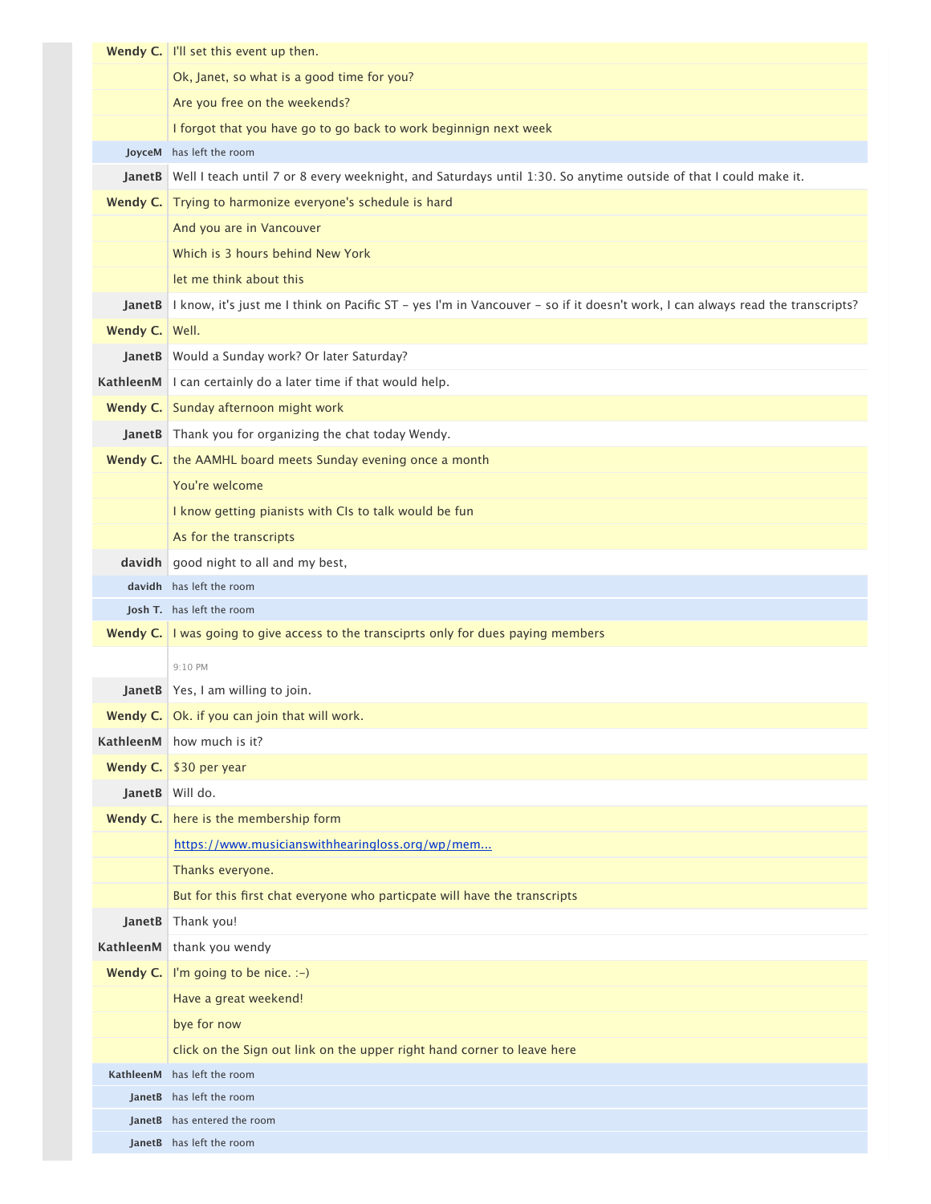| | |
|---|---|
| **Wendy C.** | I'll set this event up then. |
| | Ok, Janet, so what is a good time for you? |
| | Are you free on the weekends? |
| | I forgot that you have go to go back to work beginnign next week |
| **JoyceM** | has left the room |
| **JanetB** | Well I teach until 7 or 8 every weeknight, and Saturdays until 1:30. So anytime outside of that I could make it. |
| **Wendy C.** | Trying to harmonize everyone's schedule is hard |
| | And you are in Vancouver |
| | Which is 3 hours behind New York |
| | let me think about this |
| **JanetB** | I know, it's just me I think on Pacific ST - yes I'm in Vancouver - so if it doesn't work, I can always read the transcripts? |
| **Wendy C.** | Well. |
| **JanetB** | Would a Sunday work? Or later Saturday? |
| **KathleenM** | I can certainly do a later time if that would help. |
| **Wendy C.** | Sunday afternoon might work |
| **JanetB** | Thank you for organizing the chat today Wendy. |
| **Wendy C.** | the AAMHL board meets Sunday evening once a month |
| | You're welcome |
| | I know getting pianists with CIs to talk would be fun |
| | As for the transcripts |
| **davidh** | good night to all and my best, |
| **davidh** | has left the room |
| **Josh T.** | has left the room |
| **Wendy C.** | I was going to give access to the transciprts only for dues paying members |
| | 9:10 PM |
| **JanetB** | Yes, I am willing to join. |
| **Wendy C.** | Ok. if you can join that will work. |
| **KathleenM** | how much is it? |
| **Wendy C.** | $30 per year |
| **JanetB** | Will do. |
| **Wendy C.** | here is the membership form |
| | https://www.musicianswithhearingloss.org/wp/mem... |
| | Thanks everyone. |
| | But for this first chat everyone who particpate will have the transcripts |
| **JanetB** | Thank you! |
| **KathleenM** | thank you wendy |
| **Wendy C.** | I'm going to be nice. :-) |
| | Have a great weekend! |
| | bye for now |
| | click on the Sign out link on the upper right hand corner to leave here |
| **KathleenM** | has left the room |
| **JanetB** | has left the room |
| **JanetB** | has entered the room |
| **JanetB** | has left the room |